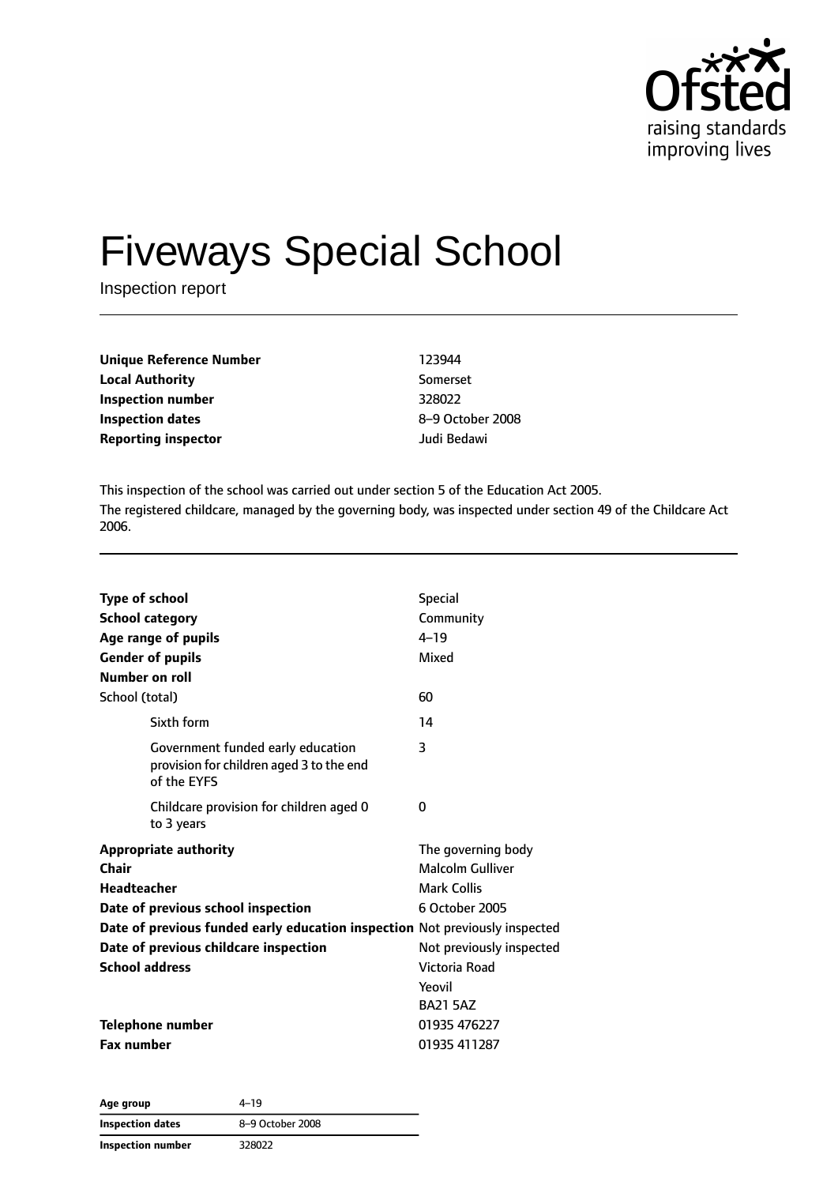# Fiveways Special School

Inspection report

| | |
|---|---|
| **Unique Reference Number** | 123944 |
| **Local Authority** | Somerset |
| **Inspection number** | 328022 |
| **Inspection dates** | 8–9 October 2008 |
| **Reporting inspector** | Judi Bedawi |

This inspection of the school was carried out under section 5 of the Education Act 2005.

The registered childcare, managed by the governing body, was inspected under section 49 of the Childcare Act 2006.

| | |
|---|---|
| **Type of school** | Special |
| **School category** | Community |
| **Age range of pupils** | 4–19 |
| **Gender of pupils** | Mixed |
| **Number on roll** | |
| School (total) | 60 |
| Sixth form | 14 |
| Government funded early education provision for children aged 3 to the end of the EYFS | 3 |
| Childcare provision for children aged 0 to 3 years | 0 |
| **Appropriate authority** | The governing body |
| **Chair** | Malcolm Gulliver |
| **Headteacher** | Mark Collis |
| **Date of previous school inspection** | 6 October 2005 |
| **Date of previous funded early education inspection** | Not previously inspected |
| **Date of previous childcare inspection** | Not previously inspected |
| **School address** | Victoria Road<br>Yeovil<br>BA21 5AZ |
| **Telephone number** | 01935 476227 |
| **Fax number** | 01935 411287 |

| | |
|---|---|
| **Age group** | 4–19 |
| **Inspection dates** | 8–9 October 2008 |
| **Inspection number** | 328022 |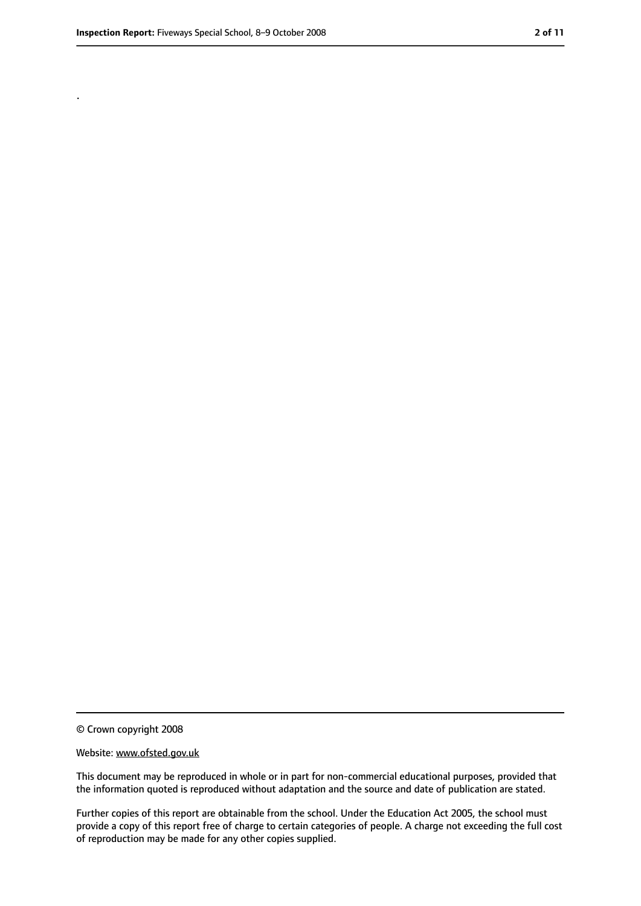.

© Crown copyright 2008

Website: www.ofsted.gov.uk

This document may be reproduced in whole or in part for non-commercial educational purposes, provided that the information quoted is reproduced without adaptation and the source and date of publication are stated.

Further copies of this report are obtainable from the school. Under the Education Act 2005, the school must provide a copy of this report free of charge to certain categories of people. A charge not exceeding the full cost of reproduction may be made for any other copies supplied.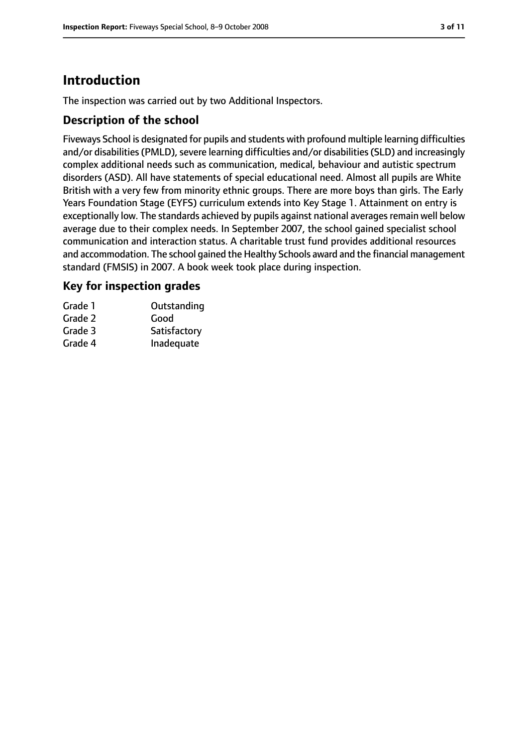# Introduction

The inspection was carried out by two Additional Inspectors.

## Description of the school

Fiveways School is designated for pupils and students with profound multiple learning difficulties and/or disabilities (PMLD), severe learning difficulties and/or disabilities (SLD) and increasingly complex additional needs such as communication, medical, behaviour and autistic spectrum disorders (ASD). All have statements of special educational need. Almost all pupils are White British with a very few from minority ethnic groups. There are more boys than girls. The Early Years Foundation Stage (EYFS) curriculum extends into Key Stage 1. Attainment on entry is exceptionally low. The standards achieved by pupils against national averages remain well below average due to their complex needs. In September 2007, the school gained specialist school communication and interaction status. A charitable trust fund provides additional resources and accommodation. The school gained the Healthy Schools award and the financial management standard (FMSIS) in 2007. A book week took place during inspection.

## Key for inspection grades

| | |
|---|---|
| Grade 1 | Outstanding |
| Grade 2 | Good |
| Grade 3 | Satisfactory |
| Grade 4 | Inadequate |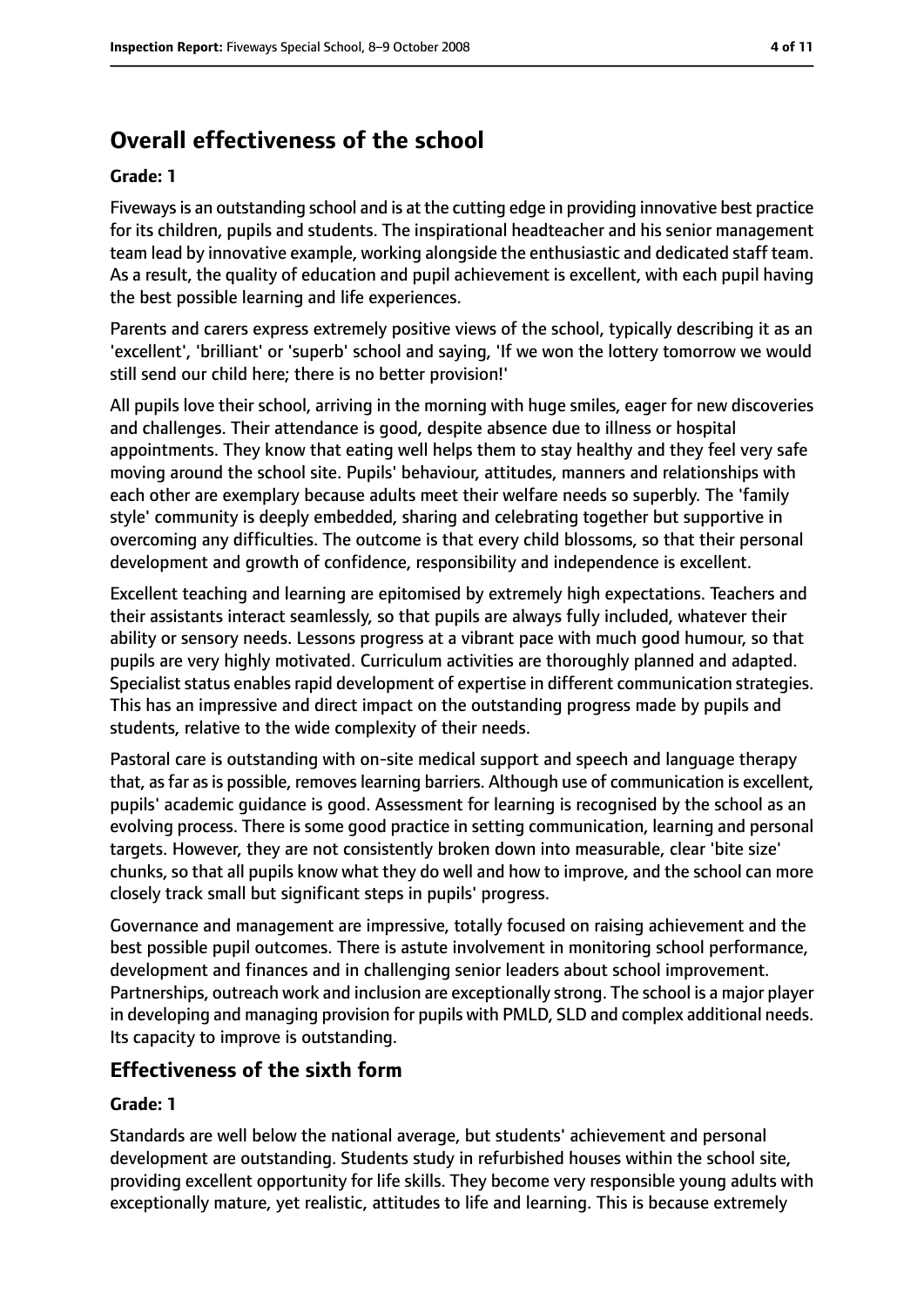## Overall effectiveness of the school

**Grade: 1**

Fiveways is an outstanding school and is at the cutting edge in providing innovative best practice for its children, pupils and students. The inspirational headteacher and his senior management team lead by innovative example, working alongside the enthusiastic and dedicated staff team. As a result, the quality of education and pupil achievement is excellent, with each pupil having the best possible learning and life experiences.

Parents and carers express extremely positive views of the school, typically describing it as an 'excellent', 'brilliant' or 'superb' school and saying, 'If we won the lottery tomorrow we would still send our child here; there is no better provision!'

All pupils love their school, arriving in the morning with huge smiles, eager for new discoveries and challenges. Their attendance is good, despite absence due to illness or hospital appointments. They know that eating well helps them to stay healthy and they feel very safe moving around the school site. Pupils' behaviour, attitudes, manners and relationships with each other are exemplary because adults meet their welfare needs so superbly. The 'family style' community is deeply embedded, sharing and celebrating together but supportive in overcoming any difficulties. The outcome is that every child blossoms, so that their personal development and growth of confidence, responsibility and independence is excellent.

Excellent teaching and learning are epitomised by extremely high expectations. Teachers and their assistants interact seamlessly, so that pupils are always fully included, whatever their ability or sensory needs. Lessons progress at a vibrant pace with much good humour, so that pupils are very highly motivated. Curriculum activities are thoroughly planned and adapted. Specialist status enables rapid development of expertise in different communication strategies. This has an impressive and direct impact on the outstanding progress made by pupils and students, relative to the wide complexity of their needs.

Pastoral care is outstanding with on-site medical support and speech and language therapy that, as far as is possible, removes learning barriers. Although use of communication is excellent, pupils' academic guidance is good. Assessment for learning is recognised by the school as an evolving process. There is some good practice in setting communication, learning and personal targets. However, they are not consistently broken down into measurable, clear 'bite size' chunks, so that all pupils know what they do well and how to improve, and the school can more closely track small but significant steps in pupils' progress.

Governance and management are impressive, totally focused on raising achievement and the best possible pupil outcomes. There is astute involvement in monitoring school performance, development and finances and in challenging senior leaders about school improvement. Partnerships, outreach work and inclusion are exceptionally strong. The school is a major player in developing and managing provision for pupils with PMLD, SLD and complex additional needs. Its capacity to improve is outstanding.

## Effectiveness of the sixth form

**Grade: 1**

Standards are well below the national average, but students' achievement and personal development are outstanding. Students study in refurbished houses within the school site, providing excellent opportunity for life skills. They become very responsible young adults with exceptionally mature, yet realistic, attitudes to life and learning. This is because extremely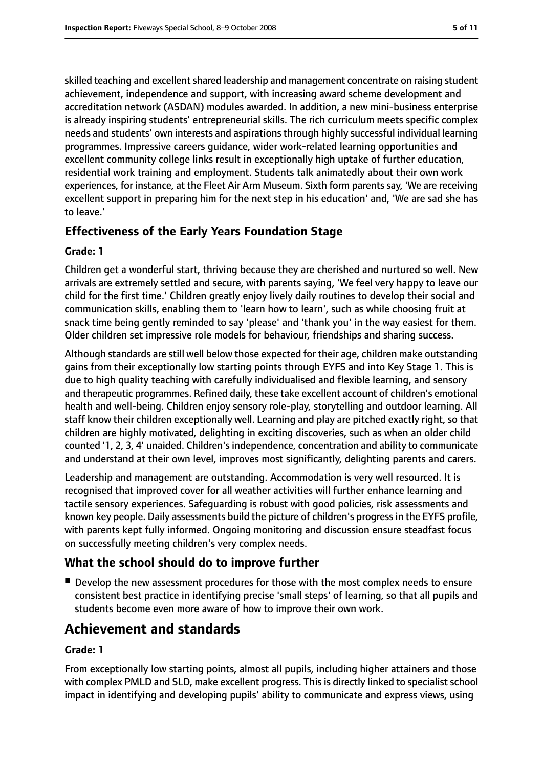skilled teaching and excellent shared leadership and management concentrate on raising student achievement, independence and support, with increasing award scheme development and accreditation network (ASDAN) modules awarded. In addition, a new mini-business enterprise is already inspiring students' entrepreneurial skills. The rich curriculum meets specific complex needs and students' own interests and aspirations through highly successful individual learning programmes. Impressive careers guidance, wider work-related learning opportunities and excellent community college links result in exceptionally high uptake of further education, residential work training and employment. Students talk animatedly about their own work experiences, for instance, at the Fleet Air Arm Museum. Sixth form parents say, 'We are receiving excellent support in preparing him for the next step in his education' and, 'We are sad she has to leave.'

### Effectiveness of the Early Years Foundation Stage

#### Grade: 1

Children get a wonderful start, thriving because they are cherished and nurtured so well. New arrivals are extremely settled and secure, with parents saying, 'We feel very happy to leave our child for the first time.' Children greatly enjoy lively daily routines to develop their social and communication skills, enabling them to 'learn how to learn', such as while choosing fruit at snack time being gently reminded to say 'please' and 'thank you' in the way easiest for them. Older children set impressive role models for behaviour, friendships and sharing success.

Although standards are still well below those expected for their age, children make outstanding gains from their exceptionally low starting points through EYFS and into Key Stage 1. This is due to high quality teaching with carefully individualised and flexible learning, and sensory and therapeutic programmes. Refined daily, these take excellent account of children's emotional health and well-being. Children enjoy sensory role-play, storytelling and outdoor learning. All staff know their children exceptionally well. Learning and play are pitched exactly right, so that children are highly motivated, delighting in exciting discoveries, such as when an older child counted '1, 2, 3, 4' unaided. Children's independence, concentration and ability to communicate and understand at their own level, improves most significantly, delighting parents and carers.

Leadership and management are outstanding. Accommodation is very well resourced. It is recognised that improved cover for all weather activities will further enhance learning and tactile sensory experiences. Safeguarding is robust with good policies, risk assessments and known key people. Daily assessments build the picture of children's progress in the EYFS profile, with parents kept fully informed. Ongoing monitoring and discussion ensure steadfast focus on successfully meeting children's very complex needs.

### What the school should do to improve further

- Develop the new assessment procedures for those with the most complex needs to ensure consistent best practice in identifying precise 'small steps' of learning, so that all pupils and students become even more aware of how to improve their own work.

## Achievement and standards

#### Grade: 1

From exceptionally low starting points, almost all pupils, including higher attainers and those with complex PMLD and SLD, make excellent progress. This is directly linked to specialist school impact in identifying and developing pupils' ability to communicate and express views, using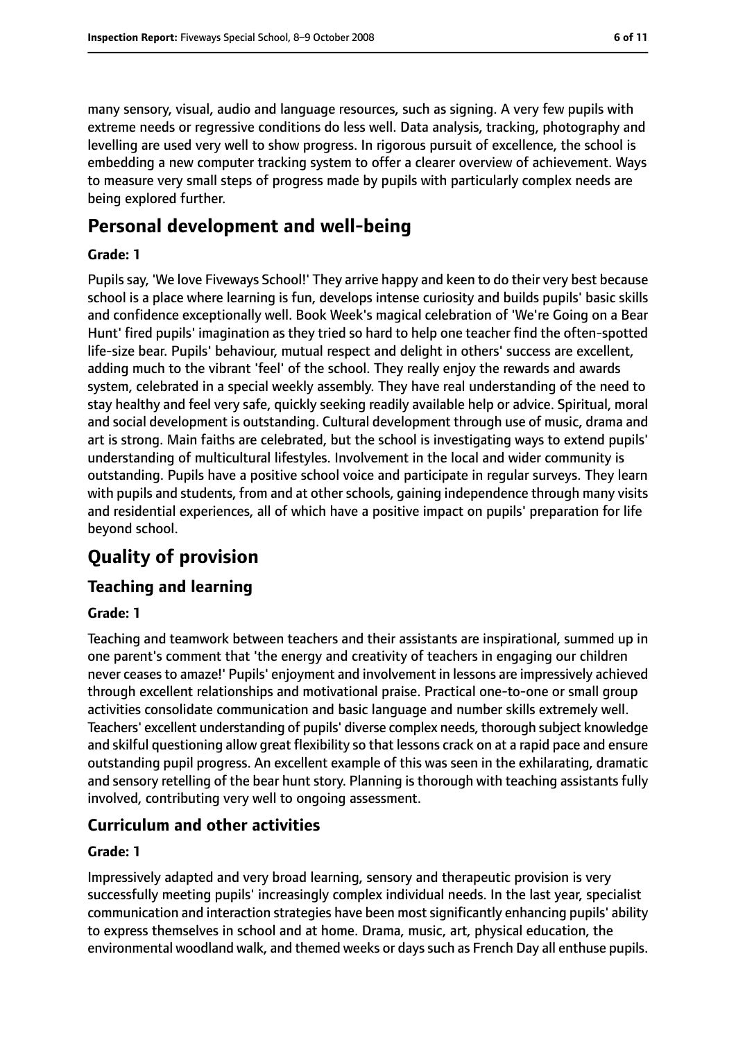many sensory, visual, audio and language resources, such as signing. A very few pupils with extreme needs or regressive conditions do less well. Data analysis, tracking, photography and levelling are used very well to show progress. In rigorous pursuit of excellence, the school is embedding a new computer tracking system to offer a clearer overview of achievement. Ways to measure very small steps of progress made by pupils with particularly complex needs are being explored further.

## Personal development and well-being

**Grade: 1**

Pupils say, 'We love Fiveways School!' They arrive happy and keen to do their very best because school is a place where learning is fun, develops intense curiosity and builds pupils' basic skills and confidence exceptionally well. Book Week's magical celebration of 'We're Going on a Bear Hunt' fired pupils' imagination as they tried so hard to help one teacher find the often-spotted life-size bear. Pupils' behaviour, mutual respect and delight in others' success are excellent, adding much to the vibrant 'feel' of the school. They really enjoy the rewards and awards system, celebrated in a special weekly assembly. They have real understanding of the need to stay healthy and feel very safe, quickly seeking readily available help or advice. Spiritual, moral and social development is outstanding. Cultural development through use of music, drama and art is strong. Main faiths are celebrated, but the school is investigating ways to extend pupils' understanding of multicultural lifestyles. Involvement in the local and wider community is outstanding. Pupils have a positive school voice and participate in regular surveys. They learn with pupils and students, from and at other schools, gaining independence through many visits and residential experiences, all of which have a positive impact on pupils' preparation for life beyond school.

# Quality of provision

## Teaching and learning

**Grade: 1**

Teaching and teamwork between teachers and their assistants are inspirational, summed up in one parent's comment that 'the energy and creativity of teachers in engaging our children never ceases to amaze!' Pupils' enjoyment and involvement in lessons are impressively achieved through excellent relationships and motivational praise. Practical one-to-one or small group activities consolidate communication and basic language and number skills extremely well. Teachers' excellent understanding of pupils' diverse complex needs, thorough subject knowledge and skilful questioning allow great flexibility so that lessons crack on at a rapid pace and ensure outstanding pupil progress. An excellent example of this was seen in the exhilarating, dramatic and sensory retelling of the bear hunt story. Planning is thorough with teaching assistants fully involved, contributing very well to ongoing assessment.

## Curriculum and other activities

**Grade: 1**

Impressively adapted and very broad learning, sensory and therapeutic provision is very successfully meeting pupils' increasingly complex individual needs. In the last year, specialist communication and interaction strategies have been most significantly enhancing pupils' ability to express themselves in school and at home. Drama, music, art, physical education, the environmental woodland walk, and themed weeks or days such as French Day all enthuse pupils.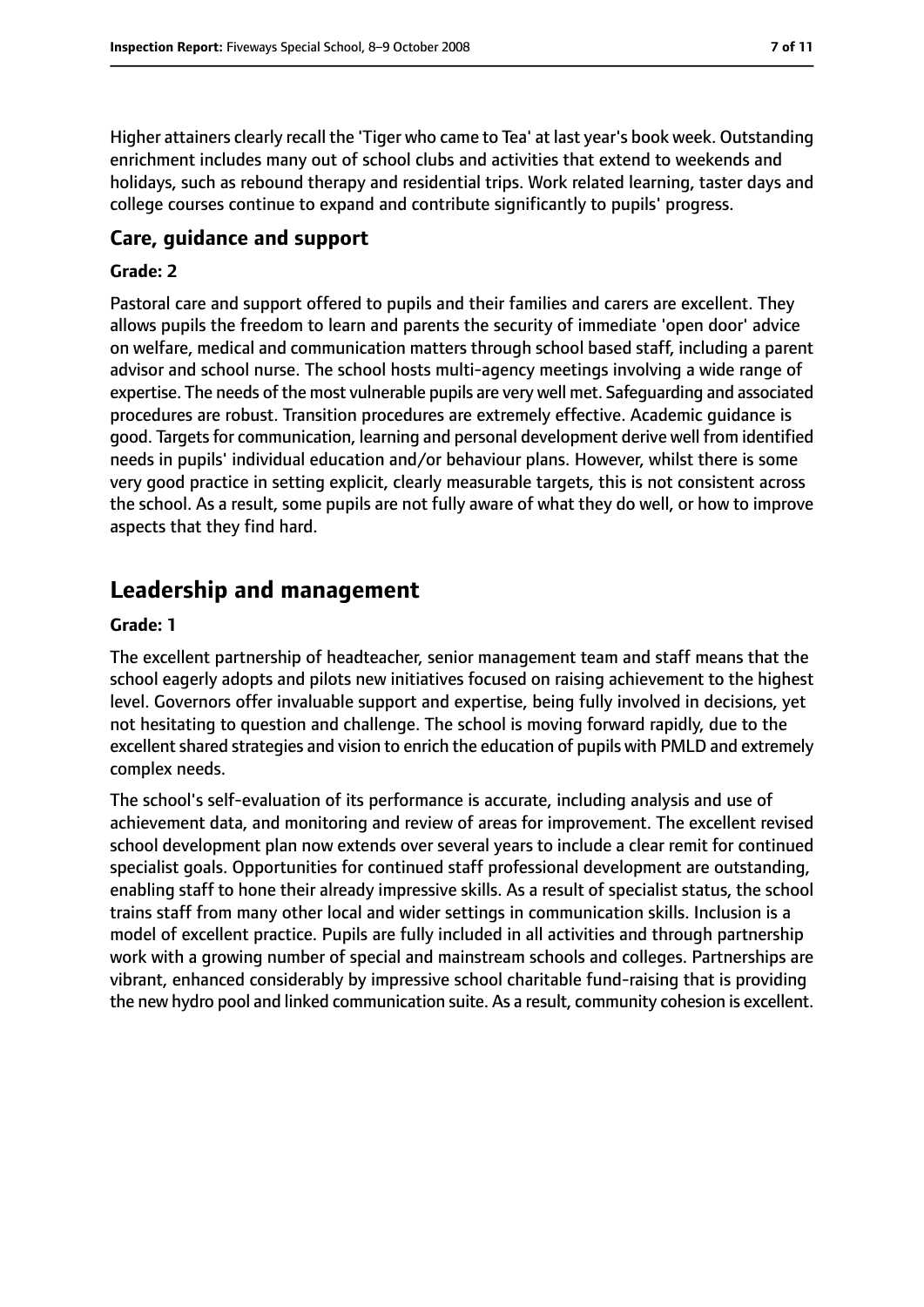Higher attainers clearly recall the 'Tiger who came to Tea' at last year's book week. Outstanding enrichment includes many out of school clubs and activities that extend to weekends and holidays, such as rebound therapy and residential trips. Work related learning, taster days and college courses continue to expand and contribute significantly to pupils' progress.

### Care, guidance and support

**Grade: 2**

Pastoral care and support offered to pupils and their families and carers are excellent. They allows pupils the freedom to learn and parents the security of immediate 'open door' advice on welfare, medical and communication matters through school based staff, including a parent advisor and school nurse. The school hosts multi-agency meetings involving a wide range of expertise. The needs of the most vulnerable pupils are very well met. Safeguarding and associated procedures are robust. Transition procedures are extremely effective. Academic guidance is good. Targets for communication, learning and personal development derive well from identified needs in pupils' individual education and/or behaviour plans. However, whilst there is some very good practice in setting explicit, clearly measurable targets, this is not consistent across the school. As a result, some pupils are not fully aware of what they do well, or how to improve aspects that they find hard.

## Leadership and management

**Grade: 1**

The excellent partnership of headteacher, senior management team and staff means that the school eagerly adopts and pilots new initiatives focused on raising achievement to the highest level. Governors offer invaluable support and expertise, being fully involved in decisions, yet not hesitating to question and challenge. The school is moving forward rapidly, due to the excellent shared strategies and vision to enrich the education of pupils with PMLD and extremely complex needs.

The school's self-evaluation of its performance is accurate, including analysis and use of achievement data, and monitoring and review of areas for improvement. The excellent revised school development plan now extends over several years to include a clear remit for continued specialist goals. Opportunities for continued staff professional development are outstanding, enabling staff to hone their already impressive skills. As a result of specialist status, the school trains staff from many other local and wider settings in communication skills. Inclusion is a model of excellent practice. Pupils are fully included in all activities and through partnership work with a growing number of special and mainstream schools and colleges. Partnerships are vibrant, enhanced considerably by impressive school charitable fund-raising that is providing the new hydro pool and linked communication suite. As a result, community cohesion is excellent.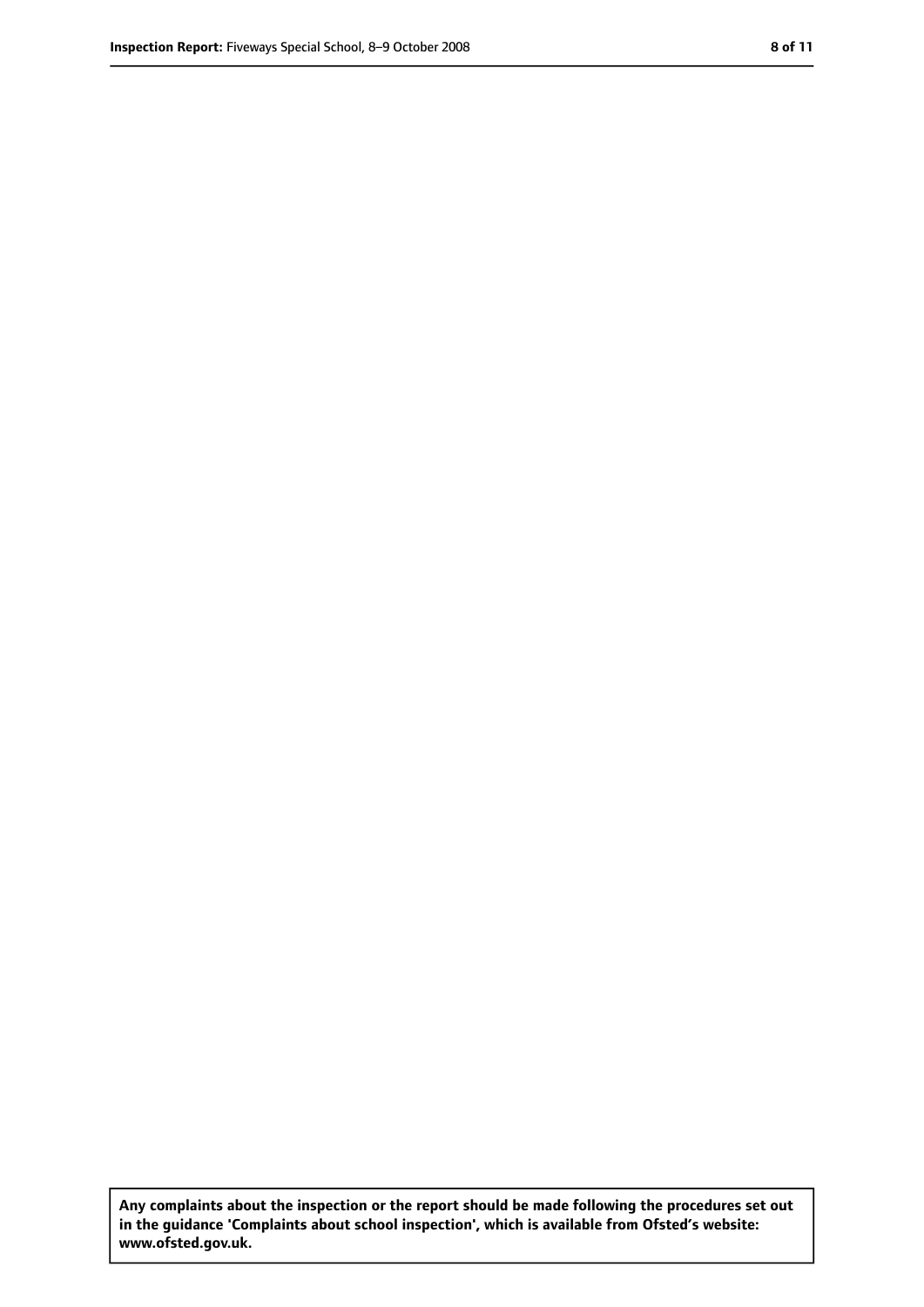**Any complaints about the inspection or the report should be made following the procedures set out in the guidance 'Complaints about school inspection', which is available from Ofsted's website: www.ofsted.gov.uk.**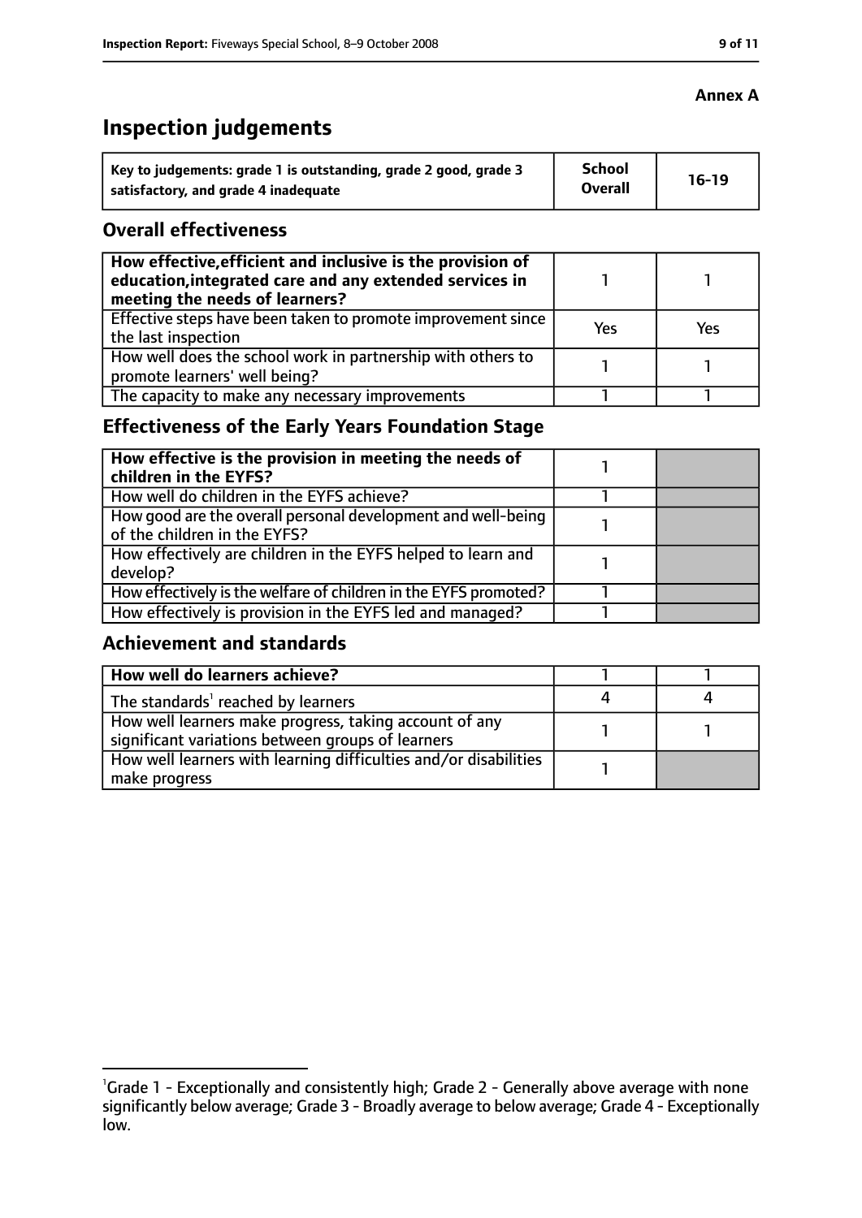**Annex A**

# Inspection judgements

| Key to judgements: grade 1 is outstanding, grade 2 good, grade 3 satisfactory, and grade 4 inadequate | School Overall | 16-19 |
|---|---|---|

## Overall effectiveness

| | | |
|---|---|---|
| **How effective, efficient and inclusive is the provision of education, integrated care and any extended services in meeting the needs of learners?** | 1 | 1 |
| Effective steps have been taken to promote improvement since the last inspection | Yes | Yes |
| How well does the school work in partnership with others to promote learners' well being? | 1 | 1 |
| The capacity to make any necessary improvements | 1 | 1 |

## Effectiveness of the Early Years Foundation Stage

| | | |
|---|---|---|
| **How effective is the provision in meeting the needs of children in the EYFS?** | 1 | |
| How well do children in the EYFS achieve? | 1 | |
| How good are the overall personal development and well-being of the children in the EYFS? | 1 | |
| How effectively are children in the EYFS helped to learn and develop? | 1 | |
| How effectively is the welfare of children in the EYFS promoted? | 1 | |
| How effectively is provision in the EYFS led and managed? | 1 | |

## Achievement and standards

| | | |
|---|---|---|
| **How well do learners achieve?** | 1 | 1 |
| The standards[1] reached by learners | 4 | 4 |
| How well learners make progress, taking account of any significant variations between groups of learners | 1 | 1 |
| How well learners with learning difficulties and/or disabilities make progress | 1 | |

[1]Grade 1 - Exceptionally and consistently high; Grade 2 - Generally above average with none significantly below average; Grade 3 - Broadly average to below average; Grade 4 - Exceptionally low.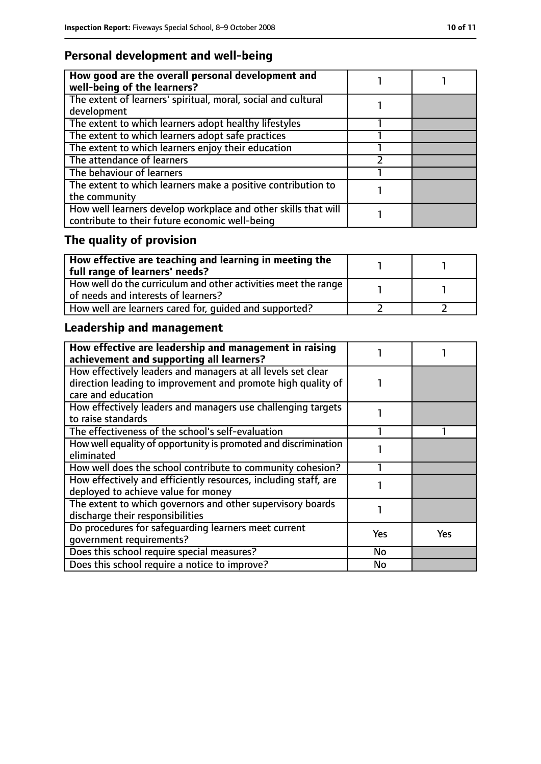## Personal development and well-being

| How good are the overall personal development and well-being of the learners? | 1 | 1 |
|---|---|---|
| The extent of learners' spiritual, moral, social and cultural development | 1 | |
| The extent to which learners adopt healthy lifestyles | 1 | |
| The extent to which learners adopt safe practices | 1 | |
| The extent to which learners enjoy their education | 1 | |
| The attendance of learners | 2 | |
| The behaviour of learners | 1 | |
| The extent to which learners make a positive contribution to the community | 1 | |
| How well learners develop workplace and other skills that will contribute to their future economic well-being | 1 | |

## The quality of provision

| How effective are teaching and learning in meeting the full range of learners' needs? | 1 | 1 |
|---|---|---|
| How well do the curriculum and other activities meet the range of needs and interests of learners? | 1 | 1 |
| How well are learners cared for, guided and supported? | 2 | 2 |

## Leadership and management

| How effective are leadership and management in raising achievement and supporting all learners? | 1 | 1 |
|---|---|---|
| How effectively leaders and managers at all levels set clear direction leading to improvement and promote high quality of care and education | 1 | |
| How effectively leaders and managers use challenging targets to raise standards | 1 | |
| The effectiveness of the school's self-evaluation | 1 | 1 |
| How well equality of opportunity is promoted and discrimination eliminated | 1 | |
| How well does the school contribute to community cohesion? | 1 | |
| How effectively and efficiently resources, including staff, are deployed to achieve value for money | 1 | |
| The extent to which governors and other supervisory boards discharge their responsibilities | 1 | |
| Do procedures for safeguarding learners meet current government requirements? | Yes | Yes |
| Does this school require special measures? | No | |
| Does this school require a notice to improve? | No | |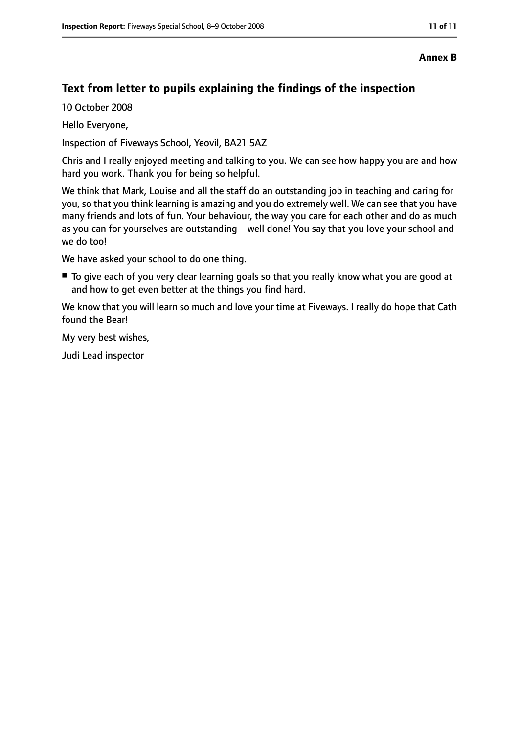**Annex B**

## Text from letter to pupils explaining the findings of the inspection

10 October 2008

Hello Everyone,

Inspection of Fiveways School, Yeovil, BA21 5AZ

Chris and I really enjoyed meeting and talking to you. We can see how happy you are and how hard you work. Thank you for being so helpful.

We think that Mark, Louise and all the staff do an outstanding job in teaching and caring for you, so that you think learning is amazing and you do extremely well. We can see that you have many friends and lots of fun. Your behaviour, the way you care for each other and do as much as you can for yourselves are outstanding – well done! You say that you love your school and we do too!

We have asked your school to do one thing.

- To give each of you very clear learning goals so that you really know what you are good at and how to get even better at the things you find hard.

We know that you will learn so much and love your time at Fiveways. I really do hope that Cath found the Bear!

My very best wishes,

Judi Lead inspector